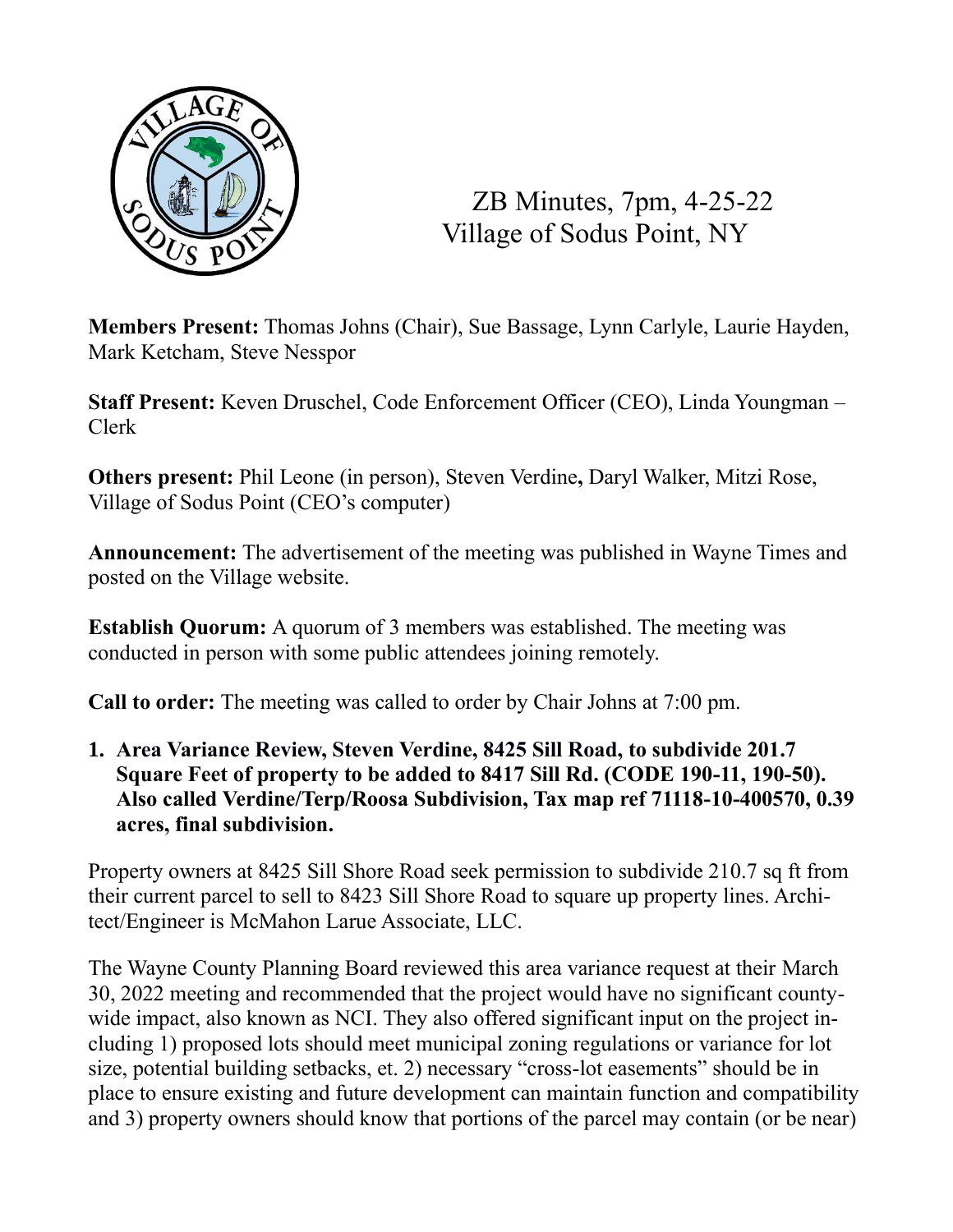# ZB Minutes, 7pm, 4-25-22
## Village of Sodus Point, NY

**Members Present:** Thomas Johns (Chair), Sue Bassage, Lynn Carlyle, Laurie Hayden, Mark Ketcham, Steve Nesspor

**Staff Present:** Keven Druschel, Code Enforcement Officer (CEO), Linda Youngman – Clerk

**Others present:** Phil Leone (in person), Steven Verdine**,** Daryl Walker, Mitzi Rose, Village of Sodus Point (CEO's computer)

**Announcement:** The advertisement of the meeting was published in Wayne Times and posted on the Village website.

**Establish Quorum:** A quorum of 3 members was established. The meeting was conducted in person with some public attendees joining remotely.

**Call to order:** The meeting was called to order by Chair Johns at 7:00 pm.

1. **Area Variance Review, Steven Verdine, 8425 Sill Road, to subdivide 201.7 Square Feet of property to be added to 8417 Sill Rd. (CODE 190-11, 190-50). Also called Verdine/Terp/Roosa Subdivision, Tax map ref 71118-10-400570, 0.39 acres, final subdivision.**

Property owners at 8425 Sill Shore Road seek permission to subdivide 210.7 sq ft from their current parcel to sell to 8423 Sill Shore Road to square up property lines. Architect/Engineer is McMahon Larue Associate, LLC.

The Wayne County Planning Board reviewed this area variance request at their March 30, 2022 meeting and recommended that the project would have no significant countywide impact, also known as NCI. They also offered significant input on the project including 1) proposed lots should meet municipal zoning regulations or variance for lot size, potential building setbacks, et. 2) necessary "cross-lot easements" should be in place to ensure existing and future development can maintain function and compatibility and 3) property owners should know that portions of the parcel may contain (or be near)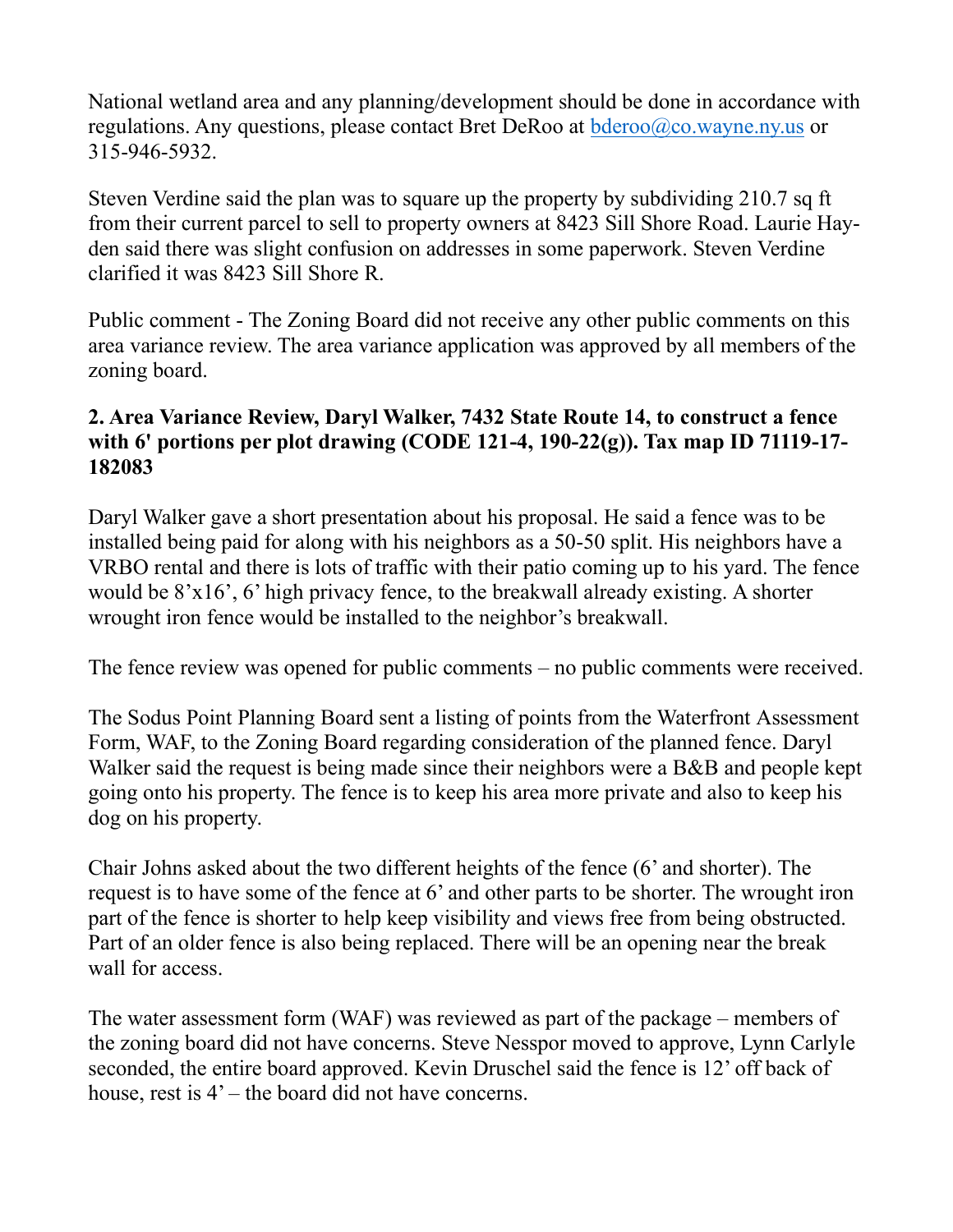National wetland area and any planning/development should be done in accordance with regulations. Any questions, please contact Bret DeRoo at bderoo@co.wayne.ny.us or 315-946-5932.

Steven Verdine said the plan was to square up the property by subdividing 210.7 sq ft from their current parcel to sell to property owners at 8423 Sill Shore Road. Laurie Hayden said there was slight confusion on addresses in some paperwork. Steven Verdine clarified it was 8423 Sill Shore R.

Public comment - The Zoning Board did not receive any other public comments on this area variance review. The area variance application was approved by all members of the zoning board.

**2. Area Variance Review, Daryl Walker, 7432 State Route 14, to construct a fence with 6' portions per plot drawing (CODE 121-4, 190-22(g)). Tax map ID 71119-17-182083**

Daryl Walker gave a short presentation about his proposal. He said a fence was to be installed being paid for along with his neighbors as a 50-50 split. His neighbors have a VRBO rental and there is lots of traffic with their patio coming up to his yard. The fence would be 8'x16', 6' high privacy fence, to the breakwall already existing. A shorter wrought iron fence would be installed to the neighbor's breakwall.

The fence review was opened for public comments – no public comments were received.

The Sodus Point Planning Board sent a listing of points from the Waterfront Assessment Form, WAF, to the Zoning Board regarding consideration of the planned fence. Daryl Walker said the request is being made since their neighbors were a B&B and people kept going onto his property. The fence is to keep his area more private and also to keep his dog on his property.

Chair Johns asked about the two different heights of the fence (6' and shorter). The request is to have some of the fence at 6' and other parts to be shorter. The wrought iron part of the fence is shorter to help keep visibility and views free from being obstructed. Part of an older fence is also being replaced. There will be an opening near the break wall for access.

The water assessment form (WAF) was reviewed as part of the package – members of the zoning board did not have concerns. Steve Nesspor moved to approve, Lynn Carlyle seconded, the entire board approved. Kevin Druschel said the fence is 12' off back of house, rest is 4' – the board did not have concerns.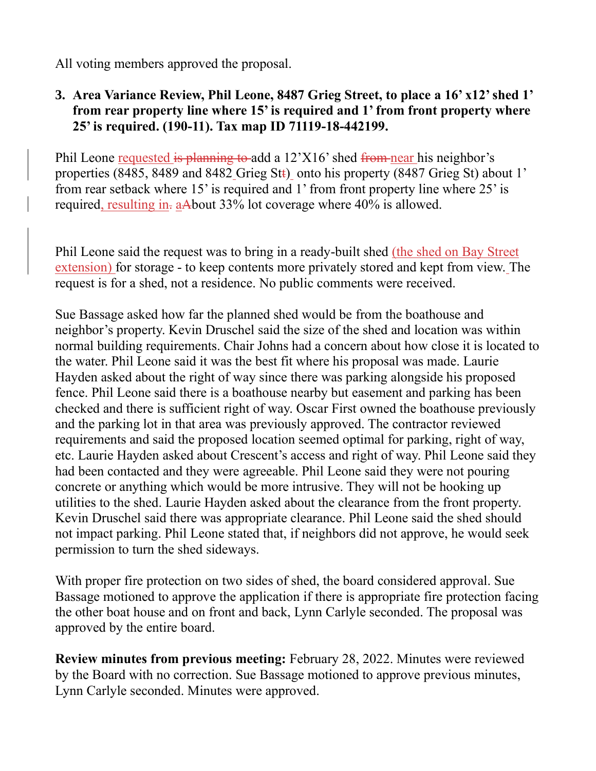All voting members approved the proposal.

**3. Area Variance Review, Phil Leone, 8487 Grieg Street, to place a 16' x12' shed 1' from rear property line where 15' is required and 1' from front property where 25' is required. (190-11). Tax map ID 71119-18-442199.**

Phil Leone requested ~~is planning to~~ add a 12'X16' shed ~~from~~ near his neighbor's properties (8485, 8489 and 8482 Grieg St~~t~~) onto his property (8487 Grieg St) about 1' from rear setback where 15' is required and 1' from front property line where 25' is required, resulting in~~.~~ a~~A~~bout 33% lot coverage where 40% is allowed.

Phil Leone said the request was to bring in a ready-built shed (the shed on Bay Street extension) for storage - to keep contents more privately stored and kept from view. The request is for a shed, not a residence. No public comments were received.

Sue Bassage asked how far the planned shed would be from the boathouse and neighbor's property. Kevin Druschel said the size of the shed and location was within normal building requirements. Chair Johns had a concern about how close it is located to the water. Phil Leone said it was the best fit where his proposal was made. Laurie Hayden asked about the right of way since there was parking alongside his proposed fence. Phil Leone said there is a boathouse nearby but easement and parking has been checked and there is sufficient right of way. Oscar First owned the boathouse previously and the parking lot in that area was previously approved. The contractor reviewed requirements and said the proposed location seemed optimal for parking, right of way, etc. Laurie Hayden asked about Crescent's access and right of way. Phil Leone said they had been contacted and they were agreeable. Phil Leone said they were not pouring concrete or anything which would be more intrusive. They will not be hooking up utilities to the shed. Laurie Hayden asked about the clearance from the front property. Kevin Druschel said there was appropriate clearance. Phil Leone said the shed should not impact parking. Phil Leone stated that, if neighbors did not approve, he would seek permission to turn the shed sideways.

With proper fire protection on two sides of shed, the board considered approval. Sue Bassage motioned to approve the application if there is appropriate fire protection facing the other boat house and on front and back, Lynn Carlyle seconded. The proposal was approved by the entire board.

**Review minutes from previous meeting:** February 28, 2022. Minutes were reviewed by the Board with no correction. Sue Bassage motioned to approve previous minutes, Lynn Carlyle seconded. Minutes were approved.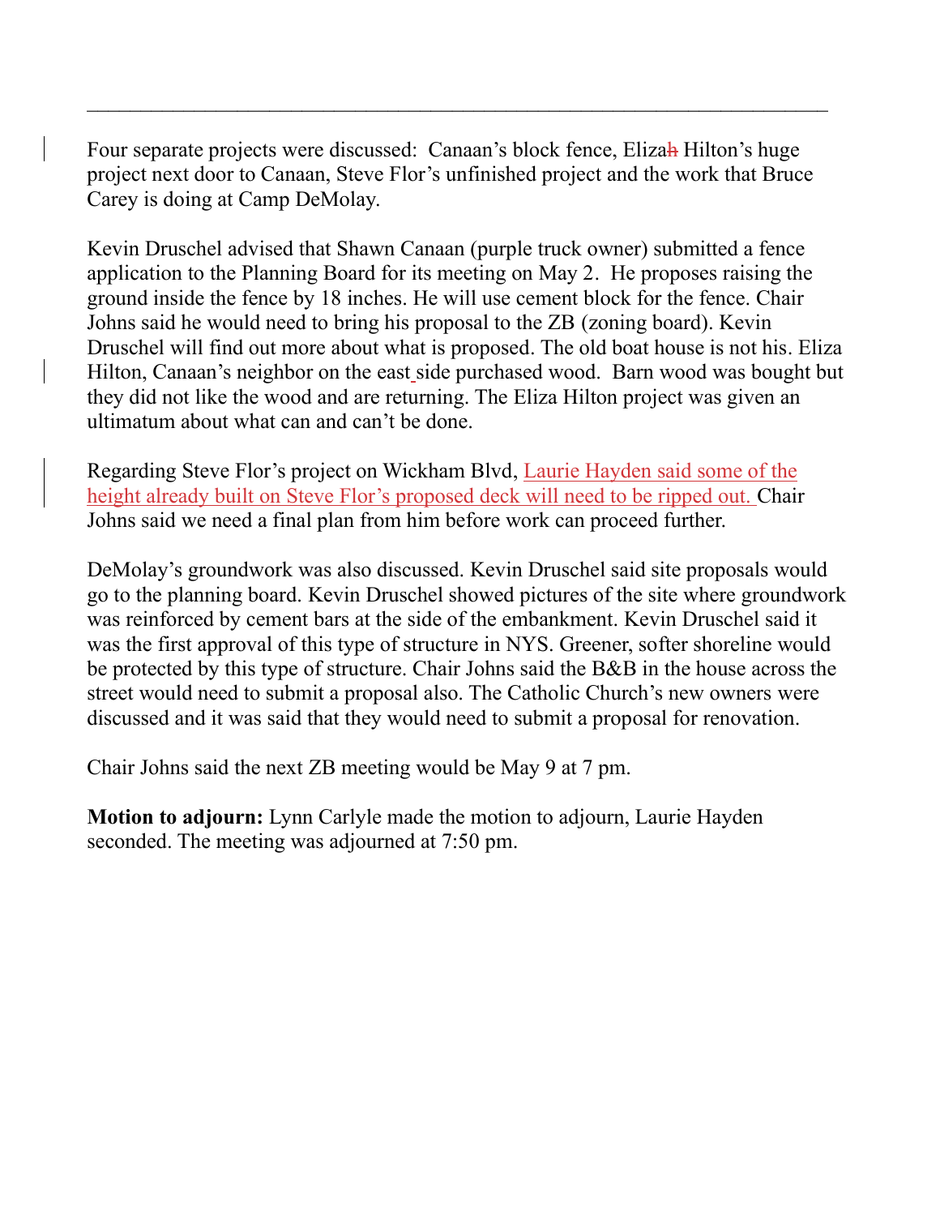Four separate projects were discussed: Canaan's block fence, Eliza Hilton's huge project next door to Canaan, Steve Flor's unfinished project and the work that Bruce Carey is doing at Camp DeMolay.

Kevin Druschel advised that Shawn Canaan (purple truck owner) submitted a fence application to the Planning Board for its meeting on May 2. He proposes raising the ground inside the fence by 18 inches. He will use cement block for the fence. Chair Johns said he would need to bring his proposal to the ZB (zoning board). Kevin Druschel will find out more about what is proposed. The old boat house is not his. Eliza Hilton, Canaan's neighbor on the east side purchased wood. Barn wood was bought but they did not like the wood and are returning. The Eliza Hilton project was given an ultimatum about what can and can't be done.

Regarding Steve Flor's project on Wickham Blvd, Laurie Hayden said some of the height already built on Steve Flor's proposed deck will need to be ripped out. Chair Johns said we need a final plan from him before work can proceed further.

DeMolay's groundwork was also discussed. Kevin Druschel said site proposals would go to the planning board. Kevin Druschel showed pictures of the site where groundwork was reinforced by cement bars at the side of the embankment. Kevin Druschel said it was the first approval of this type of structure in NYS. Greener, softer shoreline would be protected by this type of structure. Chair Johns said the B&B in the house across the street would need to submit a proposal also. The Catholic Church's new owners were discussed and it was said that they would need to submit a proposal for renovation.

Chair Johns said the next ZB meeting would be May 9 at 7 pm.

**Motion to adjourn:** Lynn Carlyle made the motion to adjourn, Laurie Hayden seconded. The meeting was adjourned at 7:50 pm.